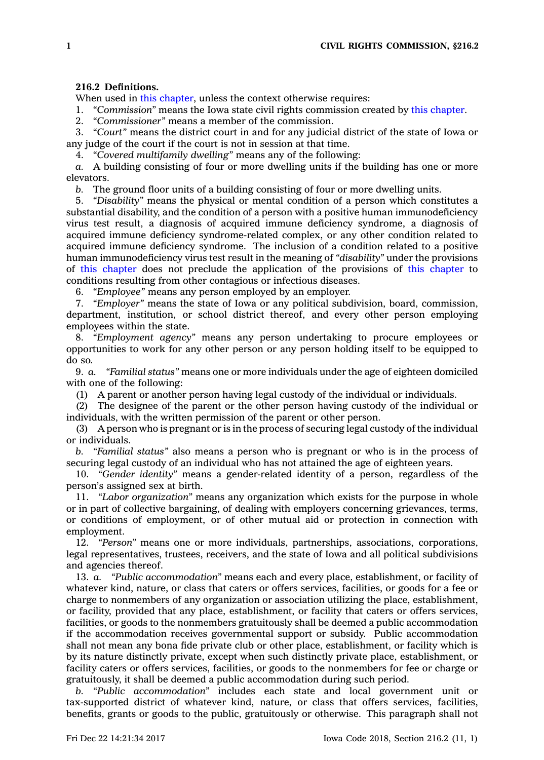**216.2 Definitions.**

When used in this chapter, unless the context otherwise requires:

1. *"Commission"* means the Iowa state civil rights commission created by this chapter.

2. *"Commissioner"* means a member of the commission.

3. *"Court"* means the district court in and for any judicial district of the state of Iowa or any judge of the court if the court is not in session at that time.

4. *"Covered multifamily dwelling"* means any of the following:

*a.* A building consisting of four or more dwelling units if the building has one or more elevators.

*b.* The ground floor units of a building consisting of four or more dwelling units.

5. *"Disability"* means the physical or mental condition of a person which constitutes a substantial disability, and the condition of a person with a positive human immunodeficiency virus test result, a diagnosis of acquired immune deficiency syndrome, a diagnosis of acquired immune deficiency syndrome-related complex, or any other condition related to acquired immune deficiency syndrome. The inclusion of a condition related to a positive human immunodeficiency virus test result in the meaning of *"disability"* under the provisions of this chapter does not preclude the application of the provisions of this chapter to conditions resulting from other contagious or infectious diseases.

6. *"Employee"* means any person employed by an employer.

7. *"Employer"* means the state of Iowa or any political subdivision, board, commission, department, institution, or school district thereof, and every other person employing employees within the state.

8. *"Employment agency"* means any person undertaking to procure employees or opportunities to work for any other person or any person holding itself to be equipped to do so.

9. *a.* *"Familial status"* means one or more individuals under the age of eighteen domiciled with one of the following:

(1) A parent or another person having legal custody of the individual or individuals.

(2) The designee of the parent or the other person having custody of the individual or individuals, with the written permission of the parent or other person.

(3) A person who is pregnant or is in the process of securing legal custody of the individual or individuals.

*b.* *"Familial status"* also means a person who is pregnant or who is in the process of securing legal custody of an individual who has not attained the age of eighteen years.

10. *"Gender identity"* means a gender-related identity of a person, regardless of the person's assigned sex at birth.

11. *"Labor organization"* means any organization which exists for the purpose in whole or in part of collective bargaining, of dealing with employers concerning grievances, terms, or conditions of employment, or of other mutual aid or protection in connection with employment.

12. *"Person"* means one or more individuals, partnerships, associations, corporations, legal representatives, trustees, receivers, and the state of Iowa and all political subdivisions and agencies thereof.

13. *a.* *"Public accommodation"* means each and every place, establishment, or facility of whatever kind, nature, or class that caters or offers services, facilities, or goods for a fee or charge to nonmembers of any organization or association utilizing the place, establishment, or facility, provided that any place, establishment, or facility that caters or offers services, facilities, or goods to the nonmembers gratuitously shall be deemed a public accommodation if the accommodation receives governmental support or subsidy. Public accommodation shall not mean any bona fide private club or other place, establishment, or facility which is by its nature distinctly private, except when such distinctly private place, establishment, or facility caters or offers services, facilities, or goods to the nonmembers for fee or charge or gratuitously, it shall be deemed a public accommodation during such period.

*b.* *"Public accommodation"* includes each state and local government unit or tax-supported district of whatever kind, nature, or class that offers services, facilities, benefits, grants or goods to the public, gratuitously or otherwise. This paragraph shall not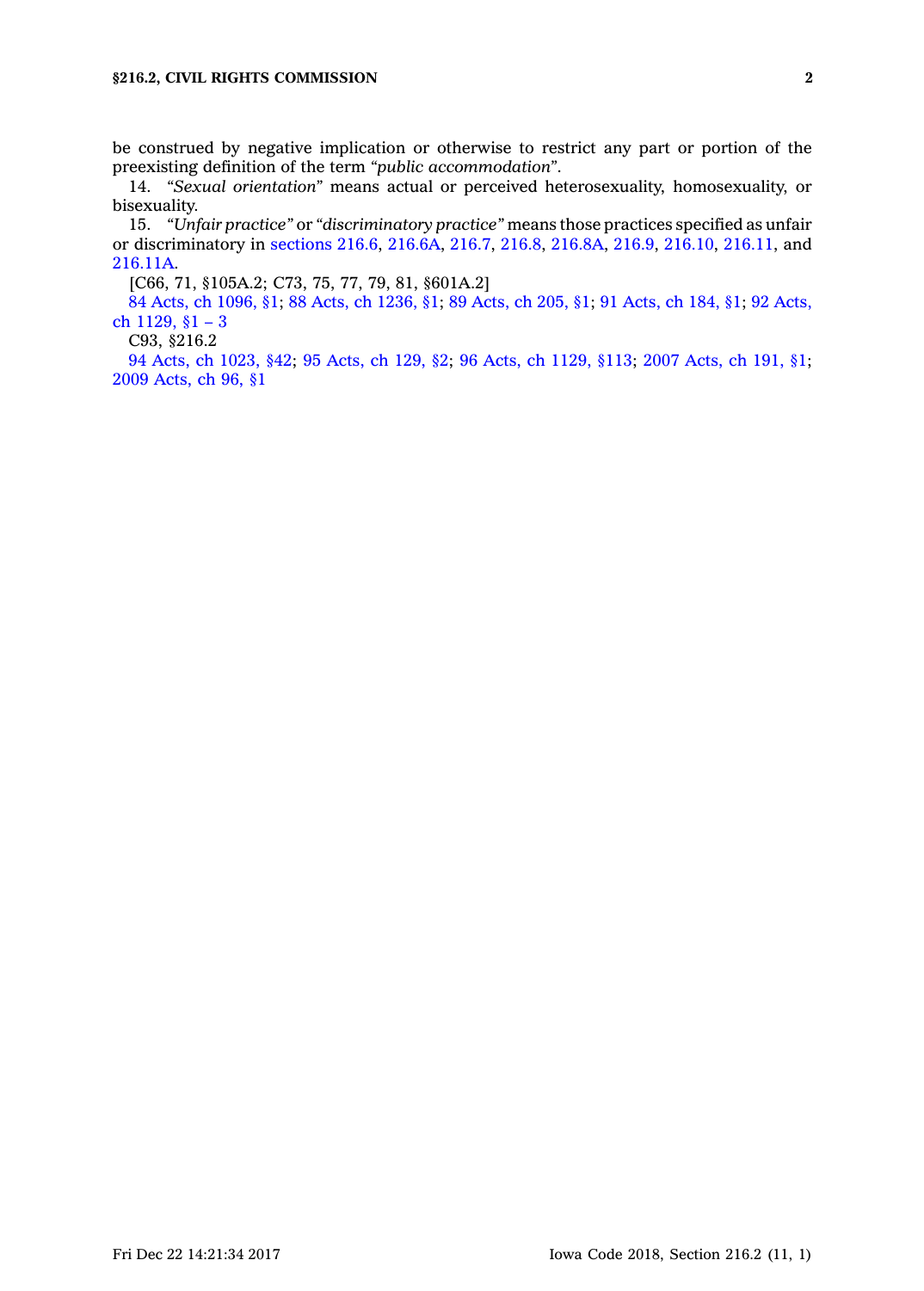be construed by negative implication or otherwise to restrict any part or portion of the preexisting definition of the term *"public accommodation"*.

14. *"Sexual orientation"* means actual or perceived heterosexuality, homosexuality, or bisexuality.

15. *"Unfair practice"* or *"discriminatory practice"* means those practices specified as unfair or discriminatory in sections 216.6, 216.6A, 216.7, 216.8, 216.8A, 216.9, 216.10, 216.11, and 216.11A.

[C66, 71, §105A.2; C73, 75, 77, 79, 81, §601A.2]

84 Acts, ch 1096, §1; 88 Acts, ch 1236, §1; 89 Acts, ch 205, §1; 91 Acts, ch 184, §1; 92 Acts, ch 1129, §1 – 3

C93, §216.2

94 Acts, ch 1023, §42; 95 Acts, ch 129, §2; 96 Acts, ch 1129, §113; 2007 Acts, ch 191, §1; 2009 Acts, ch 96, §1